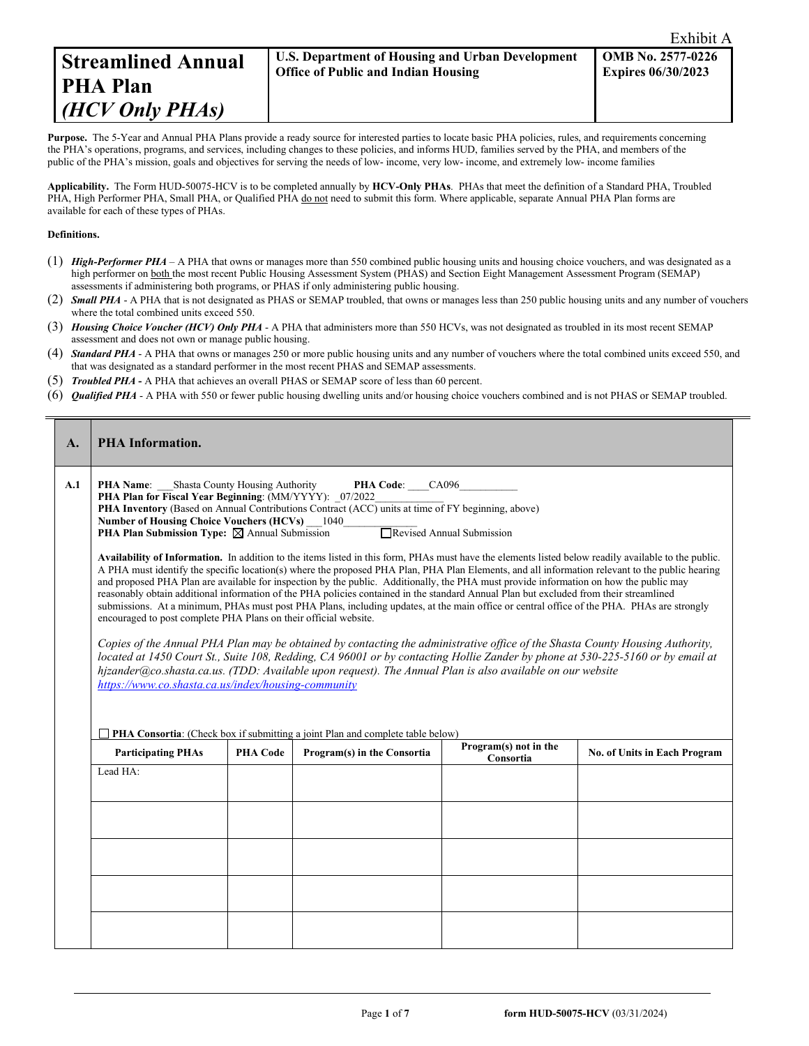Exhibit A

| Streamlined Annual PHA Plan *(HCV Only PHAs)* | U.S. Department of Housing and Urban Development Office of Public and Indian Housing | OMB No. 2577-0226 Expires 06/30/2023 |
|---|---|---|

**Purpose.** The 5-Year and Annual PHA Plans provide a ready source for interested parties to locate basic PHA policies, rules, and requirements concerning the PHA's operations, programs, and services, including changes to these policies, and informs HUD, families served by the PHA, and members of the public of the PHA's mission, goals and objectives for serving the needs of low- income, very low- income, and extremely low- income families

**Applicability.** The Form HUD-50075-HCV is to be completed annually by **HCV-Only PHAs**. PHAs that meet the definition of a Standard PHA, Troubled PHA, High Performer PHA, Small PHA, or Qualified PHA do not need to submit this form. Where applicable, separate Annual PHA Plan forms are available for each of these types of PHAs.

**Definitions.**

(1) ***High-Performer PHA*** – A PHA that owns or manages more than 550 combined public housing units and housing choice vouchers, and was designated as a high performer on both the most recent Public Housing Assessment System (PHAS) and Section Eight Management Assessment Program (SEMAP) assessments if administering both programs, or PHAS if only administering public housing.
(2) ***Small PHA*** - A PHA that is not designated as PHAS or SEMAP troubled, that owns or manages less than 250 public housing units and any number of vouchers where the total combined units exceed 550.
(3) ***Housing Choice Voucher (HCV) Only PHA*** - A PHA that administers more than 550 HCVs, was not designated as troubled in its most recent SEMAP assessment and does not own or manage public housing.
(4) ***Standard PHA*** - A PHA that owns or manages 250 or more public housing units and any number of vouchers where the total combined units exceed 550, and that was designated as a standard performer in the most recent PHAS and SEMAP assessments.
(5) ***Troubled PHA*** **-** A PHA that achieves an overall PHAS or SEMAP score of less than 60 percent.
(6) ***Qualified PHA*** - A PHA with 550 or fewer public housing dwelling units and/or housing choice vouchers combined and is not PHAS or SEMAP troubled.

## A. PHA Information.

**A.1**

**PHA Name**: Shasta County Housing Authority **PHA Code**: CA096
**PHA Plan for Fiscal Year Beginning**: (MM/YYYY): 07/2022
**PHA Inventory** (Based on Annual Contributions Contract (ACC) units at time of FY beginning, above)
**Number of Housing Choice Vouchers (HCVs)** 1040
**PHA Plan Submission Type:** ☒ Annual Submission ☐ Revised Annual Submission

**Availability of Information.** In addition to the items listed in this form, PHAs must have the elements listed below readily available to the public. A PHA must identify the specific location(s) where the proposed PHA Plan, PHA Plan Elements, and all information relevant to the public hearing and proposed PHA Plan are available for inspection by the public. Additionally, the PHA must provide information on how the public may reasonably obtain additional information of the PHA policies contained in the standard Annual Plan but excluded from their streamlined submissions. At a minimum, PHAs must post PHA Plans, including updates, at the main office or central office of the PHA. PHAs are strongly encouraged to post complete PHA Plans on their official website.

*Copies of the Annual PHA Plan may be obtained by contacting the administrative office of the Shasta County Housing Authority, located at 1450 Court St., Suite 108, Redding, CA 96001 or by contacting Hollie Zander by phone at 530-225-5160 or by email at hjzander@co.shasta.ca.us. (TDD: Available upon request). The Annual Plan is also available on our website https://www.co.shasta.ca.us/index/housing-community*

☐ **PHA Consortia**: (Check box if submitting a joint Plan and complete table below)

| Participating PHAs | PHA Code | Program(s) in the Consortia | Program(s) not in the Consortia | No. of Units in Each Program |
|---|---|---|---|---|
| Lead HA: | | | | |
| | | | | |
| | | | | |
| | | | | |
| | | | | |

form HUD-50075-HCV (03/31/2024)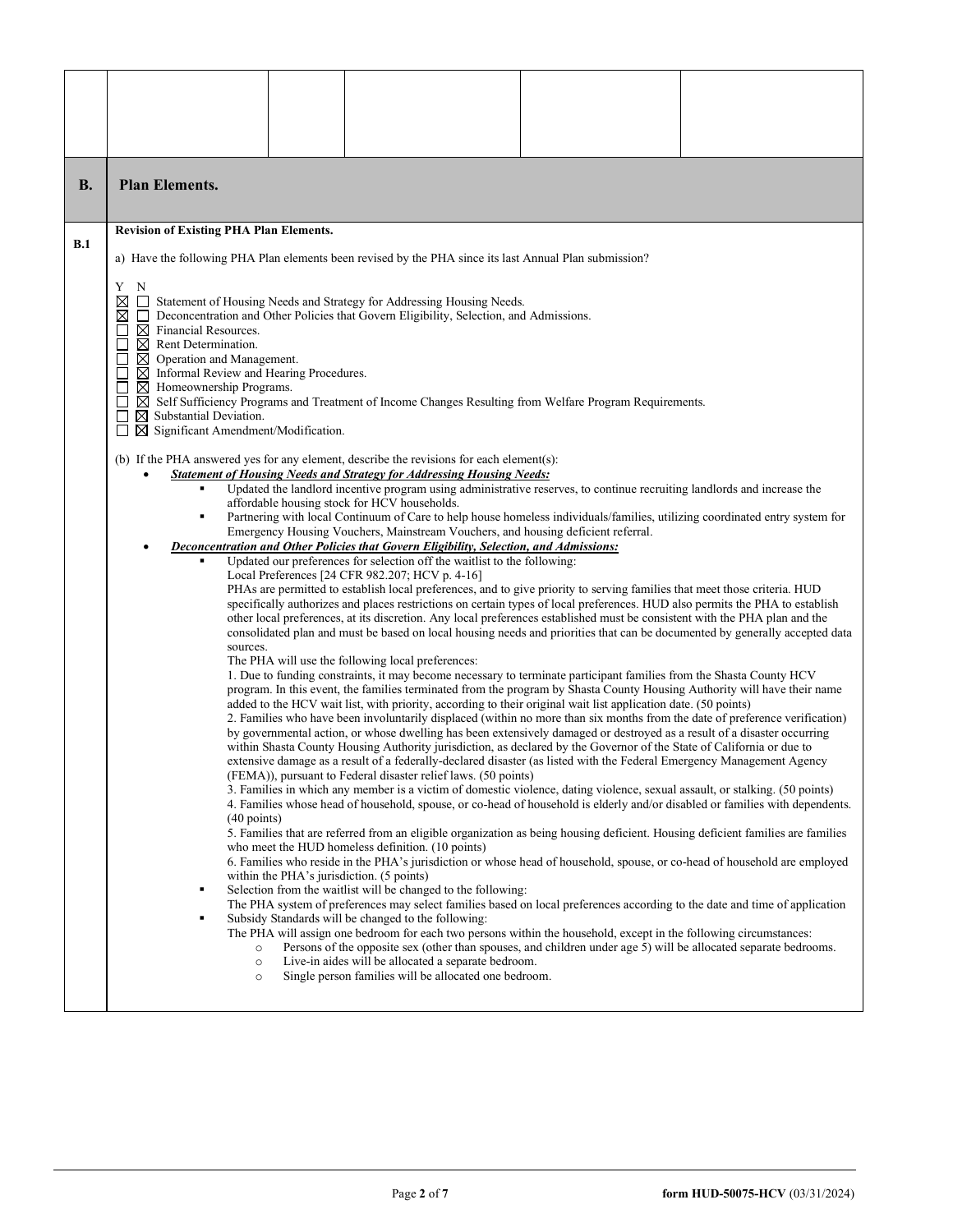| B. | Plan Elements. |
|---|---|

**B.1 Revision of Existing PHA Plan Elements.**

a) Have the following PHA Plan elements been revised by the PHA since its last Annual Plan submission?

| Y | N | |
|---|---|---|
| ☒ | ☐ | Statement of Housing Needs and Strategy for Addressing Housing Needs. |
| ☒ | ☐ | Deconcentration and Other Policies that Govern Eligibility, Selection, and Admissions. |
| ☐ | ☒ | Financial Resources. |
| ☐ | ☒ | Rent Determination. |
| ☐ | ☒ | Operation and Management. |
| ☐ | ☒ | Informal Review and Hearing Procedures. |
| ☐ | ☒ | Homeownership Programs. |
| ☐ | ☒ | Self Sufficiency Programs and Treatment of Income Changes Resulting from Welfare Program Requirements. |
| ☐ | ☒ | Substantial Deviation. |
| ☐ | ☒ | Significant Amendment/Modification. |

(b) If the PHA answered yes for any element, describe the revisions for each element(s):

- ***Statement of Housing Needs and Strategy for Addressing Housing Needs:***
  - Updated the landlord incentive program using administrative reserves, to continue recruiting landlords and increase the affordable housing stock for HCV households.
  - Partnering with local Continuum of Care to help house homeless individuals/families, utilizing coordinated entry system for Emergency Housing Vouchers, Mainstream Vouchers, and housing deficient referral.
- ***Deconcentration and Other Policies that Govern Eligibility, Selection, and Admissions:***
  - Updated our preferences for selection off the waitlist to the following:
    Local Preferences [24 CFR 982.207; HCV p. 4-16]
    PHAs are permitted to establish local preferences, and to give priority to serving families that meet those criteria. HUD specifically authorizes and places restrictions on certain types of local preferences. HUD also permits the PHA to establish other local preferences, at its discretion. Any local preferences established must be consistent with the PHA plan and the consolidated plan and must be based on local housing needs and priorities that can be documented by generally accepted data sources.
    The PHA will use the following local preferences:
    1. Due to funding constraints, it may become necessary to terminate participant families from the Shasta County HCV program. In this event, the families terminated from the program by Shasta County Housing Authority will have their name added to the HCV wait list, with priority, according to their original wait list application date. (50 points)
    2. Families who have been involuntarily displaced (within no more than six months from the date of preference verification) by governmental action, or whose dwelling has been extensively damaged or destroyed as a result of a disaster occurring within Shasta County Housing Authority jurisdiction, as declared by the Governor of the State of California or due to extensive damage as a result of a federally-declared disaster (as listed with the Federal Emergency Management Agency (FEMA)), pursuant to Federal disaster relief laws. (50 points)
    3. Families in which any member is a victim of domestic violence, dating violence, sexual assault, or stalking. (50 points)
    4. Families whose head of household, spouse, or co-head of household is elderly and/or disabled or families with dependents. (40 points)
    5. Families that are referred from an eligible organization as being housing deficient. Housing deficient families are families who meet the HUD homeless definition. (10 points)
    6. Families who reside in the PHA's jurisdiction or whose head of household, spouse, or co-head of household are employed within the PHA's jurisdiction. (5 points)
  - Selection from the waitlist will be changed to the following:
    The PHA system of preferences may select families based on local preferences according to the date and time of application
  - Subsidy Standards will be changed to the following:
    The PHA will assign one bedroom for each two persons within the household, except in the following circumstances:
    - Persons of the opposite sex (other than spouses, and children under age 5) will be allocated separate bedrooms.
    - Live-in aides will be allocated a separate bedroom.
    - Single person families will be allocated one bedroom.

form HUD-50075-HCV (03/31/2024)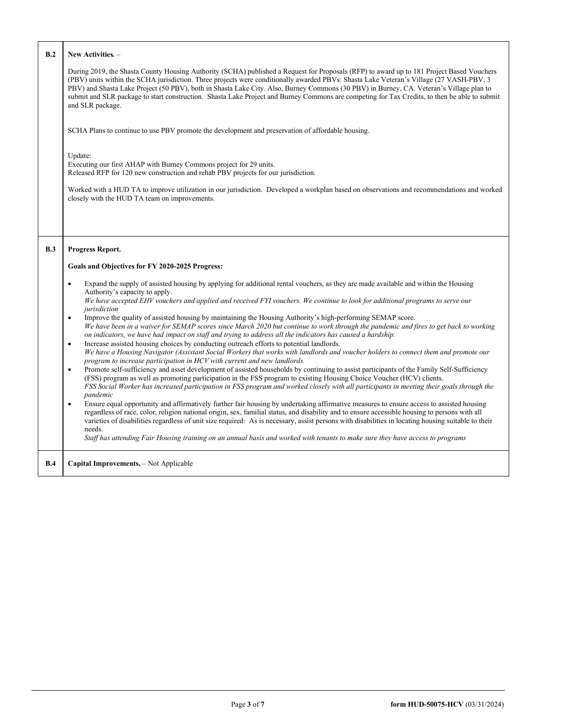| | |
|---|---|
| **B.2** | **New Activities.** – <br><br> During 2019, the Shasta County Housing Authority (SCHA) published a Request for Proposals (RFP) to award up to 181 Project Based Vouchers (PBV) units within the SCHA jurisdiction. Three projects were conditionally awarded PBVs: Shasta Lake Veteran's Village (27 VASH-PBV, 3 PBV) and Shasta Lake Project (50 PBV), both in Shasta Lake City. Also, Burney Commons (30 PBV) in Burney, CA. Veteran's Village plan to submit and SLR package to start construction. Shasta Lake Project and Burney Commons are competing for Tax Credits, to then be able to submit and SLR package. <br><br> SCHA Plans to continue to use PBV promote the development and preservation of affordable housing. <br><br> Update: <br> Executing our first AHAP with Burney Commons project for 29 units. <br> Released RFP for 120 new construction and rehab PBV projects for our jurisdiction. <br><br> Worked with a HUD TA to improve utilization in our jurisdiction. Developed a workplan based on observations and recommendations and worked closely with the HUD TA team on improvements. |
| **B.3** | **Progress Report.** <br><br> **Goals and Objectives for FY 2020-2025 Progress:** <br><br> • Expand the supply of assisted housing by applying for additional rental vouchers, as they are made available and within the Housing Authority's capacity to apply. <br> *We have accepted EHV vouchers and applied and received FYI vouchers. We continue to look for additional programs to serve our jurisdiction* <br> • Improve the quality of assisted housing by maintaining the Housing Authority's high-performing SEMAP score. <br> *We have been in a waiver for SEMAP scores since March 2020 but continue to work through the pandemic and fires to get back to working on indicators, we have had impact on staff and trying to address all the indicators has caused a hardship.* <br> • Increase assisted housing choices by conducting outreach efforts to potential landlords. <br> *We have a Housing Navigator (Assistant Social Worker) that works with landlords and voucher holders to connect them and promote our program to increase participation in HCV with current and new landlords.* <br> • Promote self-sufficiency and asset development of assisted households by continuing to assist participants of the Family Self-Sufficiency (FSS) program as well as promoting participation in the FSS program to existing Housing Choice Voucher (HCV) clients. <br> *FSS Social Worker has increased participation in FSS program and worked closely with all participants in meeting their goals through the pandemic* <br> • Ensure equal opportunity and affirmatively further fair housing by undertaking affirmative measures to ensure access to assisted housing regardless of race, color, religion national origin, sex, familial status, and disability and to ensure accessible housing to persons with all varieties of disabilities regardless of unit size required: As is necessary, assist persons with disabilities in locating housing suitable to their needs. <br> *Staff has attending Fair Housing training on an annual basis and worked with tenants to make sure they have access to programs* |
| **B.4** | **Capital Improvements.** – Not Applicable |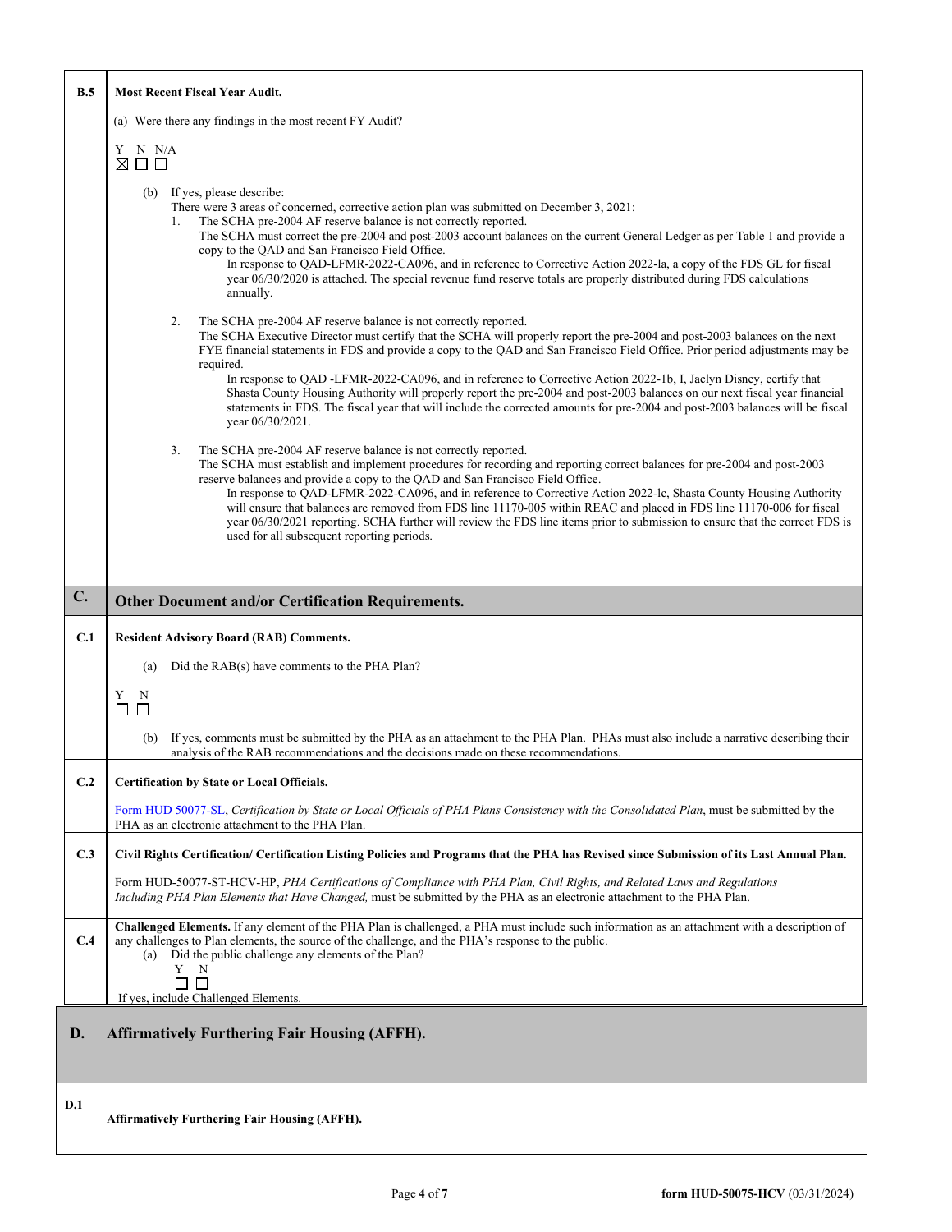**B.5** **Most Recent Fiscal Year Audit.**

(a) Were there any findings in the most recent FY Audit?

Y N N/A
☒ ☐ ☐

(b) If yes, please describe:
There were 3 areas of concerned, corrective action plan was submitted on December 3, 2021:

1. The SCHA pre-2004 AF reserve balance is not correctly reported.
   The SCHA must correct the pre-2004 and post-2003 account balances on the current General Ledger as per Table 1 and provide a copy to the QAD and San Francisco Field Office.
   In response to QAD-LFMR-2022-CA096, and in reference to Corrective Action 2022-la, a copy of the FDS GL for fiscal year 06/30/2020 is attached. The special revenue fund reserve totals are properly distributed during FDS calculations annually.

2. The SCHA pre-2004 AF reserve balance is not correctly reported.
   The SCHA Executive Director must certify that the SCHA will properly report the pre-2004 and post-2003 balances on the next FYE financial statements in FDS and provide a copy to the QAD and San Francisco Field Office. Prior period adjustments may be required.
   In response to QAD -LFMR-2022-CA096, and in reference to Corrective Action 2022-1b, I, Jaclyn Disney, certify that Shasta County Housing Authority will properly report the pre-2004 and post-2003 balances on our next fiscal year financial statements in FDS. The fiscal year that will include the corrected amounts for pre-2004 and post-2003 balances will be fiscal year 06/30/2021.

3. The SCHA pre-2004 AF reserve balance is not correctly reported.
   The SCHA must establish and implement procedures for recording and reporting correct balances for pre-2004 and post-2003 reserve balances and provide a copy to the QAD and San Francisco Field Office.
   In response to QAD-LFMR-2022-CA096, and in reference to Corrective Action 2022-lc, Shasta County Housing Authority will ensure that balances are removed from FDS line 11170-005 within REAC and placed in FDS line 11170-006 for fiscal year 06/30/2021 reporting. SCHA further will review the FDS line items prior to submission to ensure that the correct FDS is used for all subsequent reporting periods.

## C. Other Document and/or Certification Requirements.

**C.1** **Resident Advisory Board (RAB) Comments.**

(a) Did the RAB(s) have comments to the PHA Plan?

Y N
☐ ☐

(b) If yes, comments must be submitted by the PHA as an attachment to the PHA Plan. PHAs must also include a narrative describing their analysis of the RAB recommendations and the decisions made on these recommendations.

**C.2** **Certification by State or Local Officials.**

Form HUD 50077-SL, *Certification by State or Local Officials of PHA Plans Consistency with the Consolidated Plan*, must be submitted by the PHA as an electronic attachment to the PHA Plan.

**C.3** **Civil Rights Certification/ Certification Listing Policies and Programs that the PHA has Revised since Submission of its Last Annual Plan.**

Form HUD-50077-ST-HCV-HP, *PHA Certifications of Compliance with PHA Plan, Civil Rights, and Related Laws and Regulations Including PHA Plan Elements that Have Changed,* must be submitted by the PHA as an electronic attachment to the PHA Plan.

**C.4** **Challenged Elements.** If any element of the PHA Plan is challenged, a PHA must include such information as an attachment with a description of any challenges to Plan elements, the source of the challenge, and the PHA's response to the public.

(a) Did the public challenge any elements of the Plan?

Y N
☐ ☐

If yes, include Challenged Elements.

## D. Affirmatively Furthering Fair Housing (AFFH).

**D.1** **Affirmatively Furthering Fair Housing (AFFH).**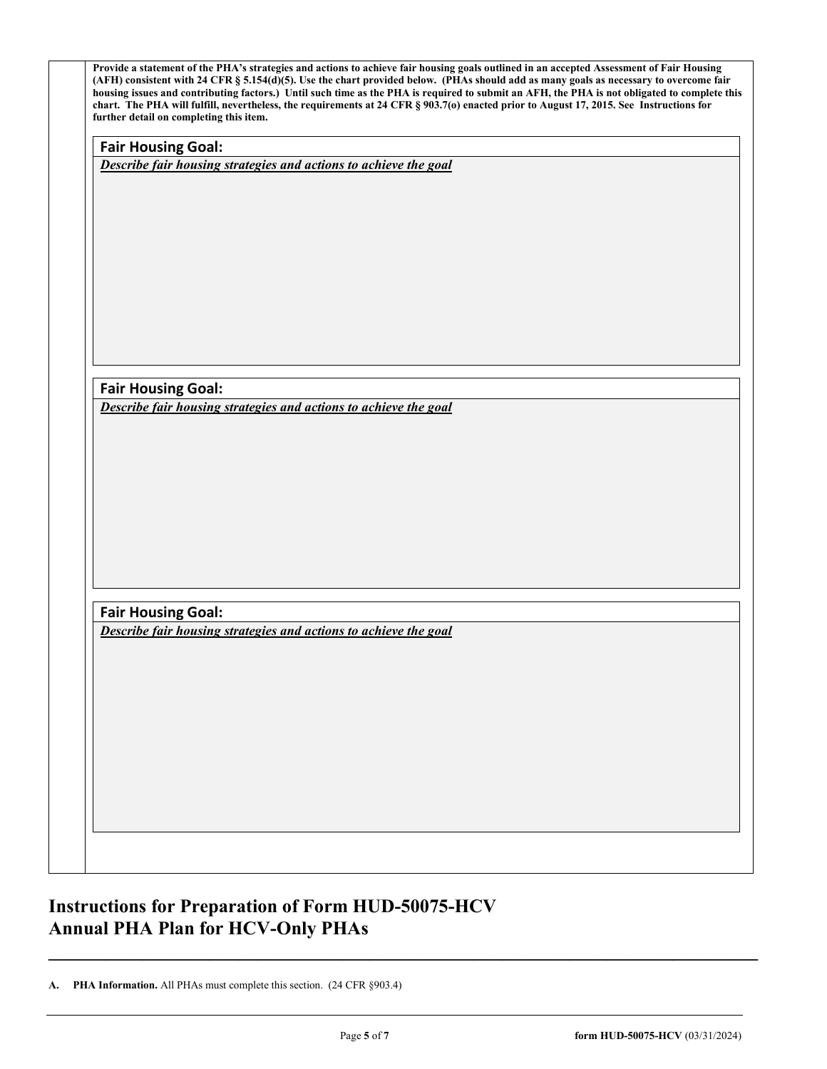**Provide a statement of the PHA's strategies and actions to achieve fair housing goals outlined in an accepted Assessment of Fair Housing (AFH) consistent with 24 CFR § 5.154(d)(5). Use the chart provided below. (PHAs should add as many goals as necessary to overcome fair housing issues and contributing factors.) Until such time as the PHA is required to submit an AFH, the PHA is not obligated to complete this chart. The PHA will fulfill, nevertheless, the requirements at 24 CFR § 903.7(o) enacted prior to August 17, 2015. See Instructions for further detail on completing this item.**

| **Fair Housing Goal:** |
| --- |
| ***Describe fair housing strategies and actions to achieve the goal*** |

| **Fair Housing Goal:** |
| --- |
| ***Describe fair housing strategies and actions to achieve the goal*** |

| **Fair Housing Goal:** |
| --- |
| ***Describe fair housing strategies and actions to achieve the goal*** |

# Instructions for Preparation of Form HUD-50075-HCV Annual PHA Plan for HCV-Only PHAs

**A. PHA Information.** All PHAs must complete this section. (24 CFR §903.4)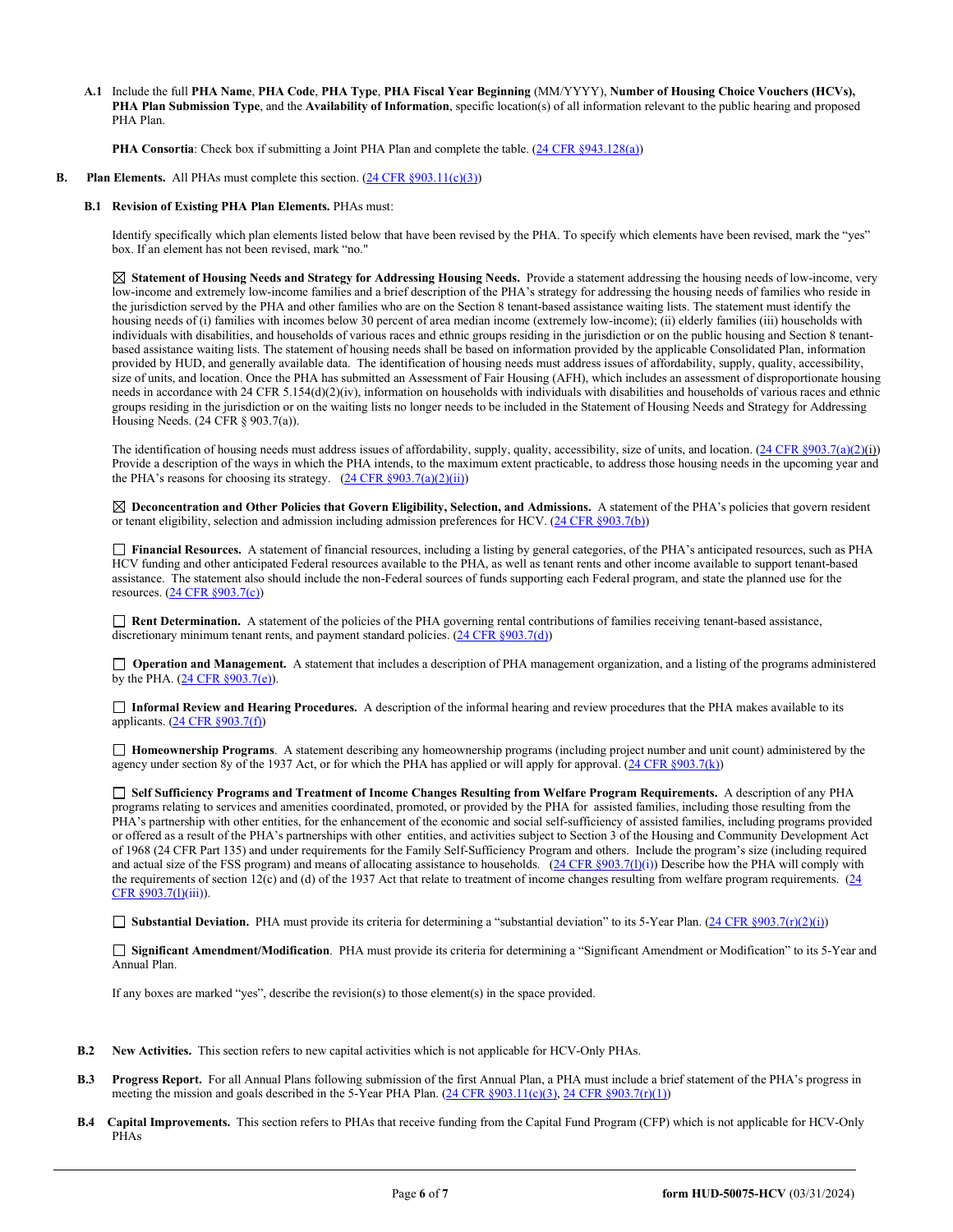**A.1** Include the full **PHA Name**, **PHA Code**, **PHA Type**, **PHA Fiscal Year Beginning** (MM/YYYY), **Number of Housing Choice Vouchers (HCVs), PHA Plan Submission Type**, and the **Availability of Information**, specific location(s) of all information relevant to the public hearing and proposed PHA Plan.

**PHA Consortia**: Check box if submitting a Joint PHA Plan and complete the table. (24 CFR §943.128(a))

**B. Plan Elements.** All PHAs must complete this section. (24 CFR §903.11(c)(3))

**B.1 Revision of Existing PHA Plan Elements.** PHAs must:

Identify specifically which plan elements listed below that have been revised by the PHA. To specify which elements have been revised, mark the "yes" box. If an element has not been revised, mark "no."

☒ **Statement of Housing Needs and Strategy for Addressing Housing Needs.** Provide a statement addressing the housing needs of low-income, very low-income and extremely low-income families and a brief description of the PHA's strategy for addressing the housing needs of families who reside in the jurisdiction served by the PHA and other families who are on the Section 8 tenant-based assistance waiting lists. The statement must identify the housing needs of (i) families with incomes below 30 percent of area median income (extremely low-income); (ii) elderly families (iii) households with individuals with disabilities, and households of various races and ethnic groups residing in the jurisdiction or on the public housing and Section 8 tenant-based assistance waiting lists. The statement of housing needs shall be based on information provided by the applicable Consolidated Plan, information provided by HUD, and generally available data. The identification of housing needs must address issues of affordability, supply, quality, accessibility, size of units, and location. Once the PHA has submitted an Assessment of Fair Housing (AFH), which includes an assessment of disproportionate housing needs in accordance with 24 CFR 5.154(d)(2)(iv), information on households with individuals with disabilities and households of various races and ethnic groups residing in the jurisdiction or on the waiting lists no longer needs to be included in the Statement of Housing Needs and Strategy for Addressing Housing Needs. (24 CFR § 903.7(a)).

The identification of housing needs must address issues of affordability, supply, quality, accessibility, size of units, and location. (24 CFR §903.7(a)(2)(i)) Provide a description of the ways in which the PHA intends, to the maximum extent practicable, to address those housing needs in the upcoming year and the PHA's reasons for choosing its strategy. (24 CFR §903.7(a)(2)(ii))

☒ **Deconcentration and Other Policies that Govern Eligibility, Selection, and Admissions.** A statement of the PHA's policies that govern resident or tenant eligibility, selection and admission including admission preferences for HCV. (24 CFR §903.7(b))

☐ **Financial Resources.** A statement of financial resources, including a listing by general categories, of the PHA's anticipated resources, such as PHA HCV funding and other anticipated Federal resources available to the PHA, as well as tenant rents and other income available to support tenant-based assistance. The statement also should include the non-Federal sources of funds supporting each Federal program, and state the planned use for the resources. (24 CFR §903.7(c))

☐ **Rent Determination.** A statement of the policies of the PHA governing rental contributions of families receiving tenant-based assistance, discretionary minimum tenant rents, and payment standard policies. (24 CFR §903.7(d))

☐ **Operation and Management.** A statement that includes a description of PHA management organization, and a listing of the programs administered by the PHA. (24 CFR §903.7(e)).

☐ **Informal Review and Hearing Procedures.** A description of the informal hearing and review procedures that the PHA makes available to its applicants. (24 CFR §903.7(f))

☐ **Homeownership Programs**. A statement describing any homeownership programs (including project number and unit count) administered by the agency under section 8y of the 1937 Act, or for which the PHA has applied or will apply for approval. (24 CFR §903.7(k))

☐ **Self Sufficiency Programs and Treatment of Income Changes Resulting from Welfare Program Requirements.** A description of any PHA programs relating to services and amenities coordinated, promoted, or provided by the PHA for assisted families, including those resulting from the PHA's partnership with other entities, for the enhancement of the economic and social self-sufficiency of assisted families, including programs provided or offered as a result of the PHA's partnerships with other entities, and activities subject to Section 3 of the Housing and Community Development Act of 1968 (24 CFR Part 135) and under requirements for the Family Self-Sufficiency Program and others. Include the program's size (including required and actual size of the FSS program) and means of allocating assistance to households. (24 CFR §903.7(l)(i)) Describe how the PHA will comply with the requirements of section 12(c) and (d) of the 1937 Act that relate to treatment of income changes resulting from welfare program requirements. (24 CFR §903.7(l)(iii)).

☐ **Substantial Deviation.** PHA must provide its criteria for determining a "substantial deviation" to its 5-Year Plan. (24 CFR §903.7(r)(2)(i))

☐ **Significant Amendment/Modification**. PHA must provide its criteria for determining a "Significant Amendment or Modification" to its 5-Year and Annual Plan.

If any boxes are marked "yes", describe the revision(s) to those element(s) in the space provided.

**B.2 New Activities.** This section refers to new capital activities which is not applicable for HCV-Only PHAs.

**B.3 Progress Report.** For all Annual Plans following submission of the first Annual Plan, a PHA must include a brief statement of the PHA's progress in meeting the mission and goals described in the 5-Year PHA Plan. (24 CFR §903.11(c)(3), 24 CFR §903.7(r)(1))

**B.4 Capital Improvements.** This section refers to PHAs that receive funding from the Capital Fund Program (CFP) which is not applicable for HCV-Only PHAs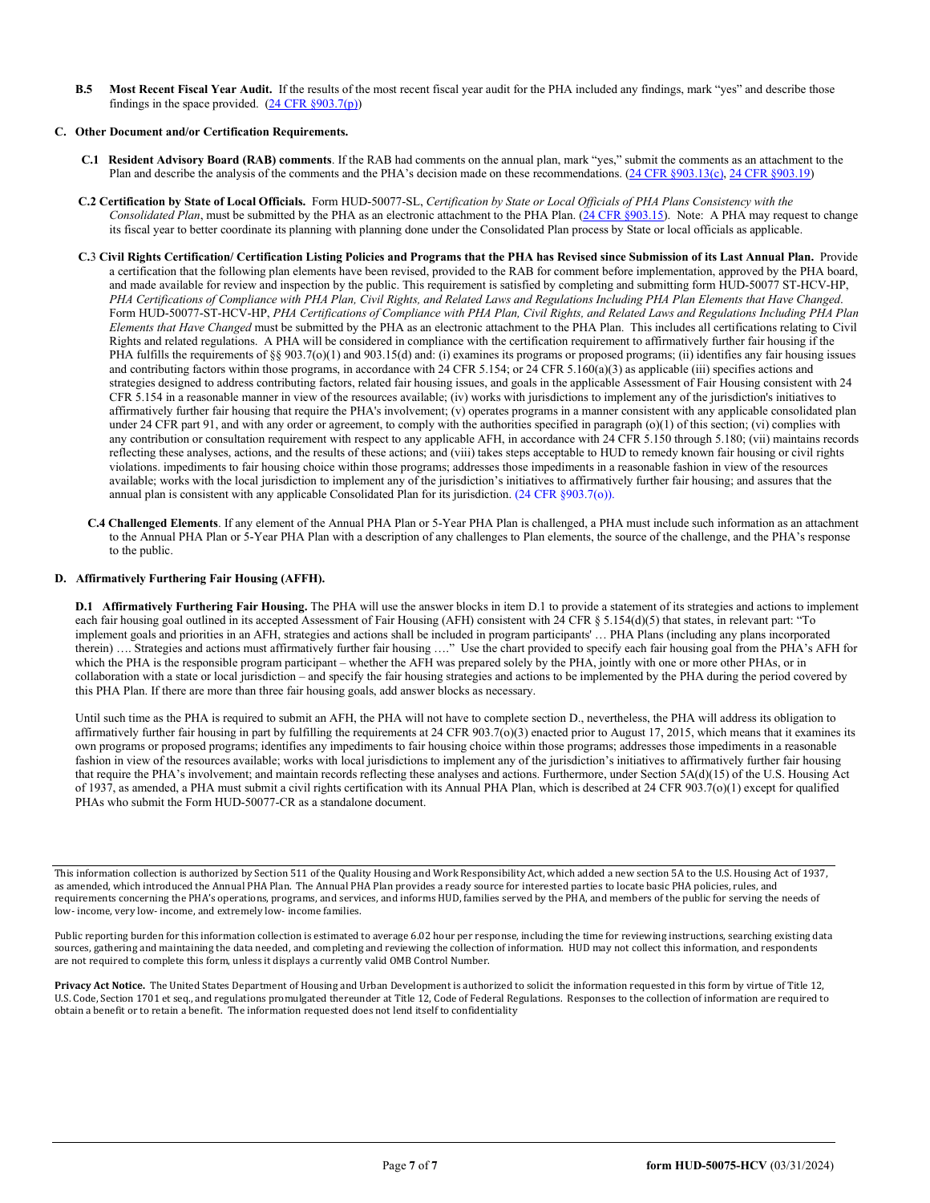**B.5 Most Recent Fiscal Year Audit.** If the results of the most recent fiscal year audit for the PHA included any findings, mark "yes" and describe those findings in the space provided. (24 CFR §903.7(p))

## C. Other Document and/or Certification Requirements.

**C.1 Resident Advisory Board (RAB) comments**. If the RAB had comments on the annual plan, mark "yes," submit the comments as an attachment to the Plan and describe the analysis of the comments and the PHA's decision made on these recommendations. (24 CFR §903.13(c), 24 CFR §903.19)

**C.2 Certification by State of Local Officials.** Form HUD-50077-SL, *Certification by State or Local Officials of PHA Plans Consistency with the Consolidated Plan*, must be submitted by the PHA as an electronic attachment to the PHA Plan. (24 CFR §903.15). Note: A PHA may request to change its fiscal year to better coordinate its planning with planning done under the Consolidated Plan process by State or local officials as applicable.

**C.3 Civil Rights Certification/ Certification Listing Policies and Programs that the PHA has Revised since Submission of its Last Annual Plan.** Provide a certification that the following plan elements have been revised, provided to the RAB for comment before implementation, approved by the PHA board, and made available for review and inspection by the public. This requirement is satisfied by completing and submitting form HUD-50077 ST-HCV-HP, *PHA Certifications of Compliance with PHA Plan, Civil Rights, and Related Laws and Regulations Including PHA Plan Elements that Have Changed*. Form HUD-50077-ST-HCV-HP, *PHA Certifications of Compliance with PHA Plan, Civil Rights, and Related Laws and Regulations Including PHA Plan Elements that Have Changed* must be submitted by the PHA as an electronic attachment to the PHA Plan. This includes all certifications relating to Civil Rights and related regulations. A PHA will be considered in compliance with the certification requirement to affirmatively further fair housing if the PHA fulfills the requirements of §§ 903.7(o)(1) and 903.15(d) and: (i) examines its programs or proposed programs; (ii) identifies any fair housing issues and contributing factors within those programs, in accordance with 24 CFR 5.154; or 24 CFR 5.160(a)(3) as applicable (iii) specifies actions and strategies designed to address contributing factors, related fair housing issues, and goals in the applicable Assessment of Fair Housing consistent with 24 CFR 5.154 in a reasonable manner in view of the resources available; (iv) works with jurisdictions to implement any of the jurisdiction's initiatives to affirmatively further fair housing that require the PHA's involvement; (v) operates programs in a manner consistent with any applicable consolidated plan under 24 CFR part 91, and with any order or agreement, to comply with the authorities specified in paragraph (o)(1) of this section; (vi) complies with any contribution or consultation requirement with respect to any applicable AFH, in accordance with 24 CFR 5.150 through 5.180; (vii) maintains records reflecting these analyses, actions, and the results of these actions; and (viii) takes steps acceptable to HUD to remedy known fair housing or civil rights violations. impediments to fair housing choice within those programs; addresses those impediments in a reasonable fashion in view of the resources available; works with the local jurisdiction to implement any of the jurisdiction's initiatives to affirmatively further fair housing; and assures that the annual plan is consistent with any applicable Consolidated Plan for its jurisdiction. (24 CFR §903.7(o)).

**C.4 Challenged Elements**. If any element of the Annual PHA Plan or 5-Year PHA Plan is challenged, a PHA must include such information as an attachment to the Annual PHA Plan or 5-Year PHA Plan with a description of any challenges to Plan elements, the source of the challenge, and the PHA's response to the public.

## D. Affirmatively Furthering Fair Housing (AFFH).

**D.1 Affirmatively Furthering Fair Housing.** The PHA will use the answer blocks in item D.1 to provide a statement of its strategies and actions to implement each fair housing goal outlined in its accepted Assessment of Fair Housing (AFH) consistent with 24 CFR § 5.154(d)(5) that states, in relevant part: "To implement goals and priorities in an AFH, strategies and actions shall be included in program participants' … PHA Plans (including any plans incorporated therein) …. Strategies and actions must affirmatively further fair housing …." Use the chart provided to specify each fair housing goal from the PHA's AFH for which the PHA is the responsible program participant – whether the AFH was prepared solely by the PHA, jointly with one or more other PHAs, or in collaboration with a state or local jurisdiction – and specify the fair housing strategies and actions to be implemented by the PHA during the period covered by this PHA Plan. If there are more than three fair housing goals, add answer blocks as necessary.

Until such time as the PHA is required to submit an AFH, the PHA will not have to complete section D., nevertheless, the PHA will address its obligation to affirmatively further fair housing in part by fulfilling the requirements at 24 CFR 903.7(o)(3) enacted prior to August 17, 2015, which means that it examines its own programs or proposed programs; identifies any impediments to fair housing choice within those programs; addresses those impediments in a reasonable fashion in view of the resources available; works with local jurisdictions to implement any of the jurisdiction's initiatives to affirmatively further fair housing that require the PHA's involvement; and maintain records reflecting these analyses and actions. Furthermore, under Section 5A(d)(15) of the U.S. Housing Act of 1937, as amended, a PHA must submit a civil rights certification with its Annual PHA Plan, which is described at 24 CFR 903.7(o)(1) except for qualified PHAs who submit the Form HUD-50077-CR as a standalone document.

---

This information collection is authorized by Section 511 of the Quality Housing and Work Responsibility Act, which added a new section 5A to the U.S. Housing Act of 1937, as amended, which introduced the Annual PHA Plan. The Annual PHA Plan provides a ready source for interested parties to locate basic PHA policies, rules, and requirements concerning the PHA's operations, programs, and services, and informs HUD, families served by the PHA, and members of the public for serving the needs of low- income, very low- income, and extremely low- income families.

Public reporting burden for this information collection is estimated to average 6.02 hour per response, including the time for reviewing instructions, searching existing data sources, gathering and maintaining the data needed, and completing and reviewing the collection of information. HUD may not collect this information, and respondents are not required to complete this form, unless it displays a currently valid OMB Control Number.

**Privacy Act Notice.** The United States Department of Housing and Urban Development is authorized to solicit the information requested in this form by virtue of Title 12, U.S. Code, Section 1701 et seq., and regulations promulgated thereunder at Title 12, Code of Federal Regulations. Responses to the collection of information are required to obtain a benefit or to retain a benefit. The information requested does not lend itself to confidentiality

**form HUD-50075-HCV** (03/31/2024)